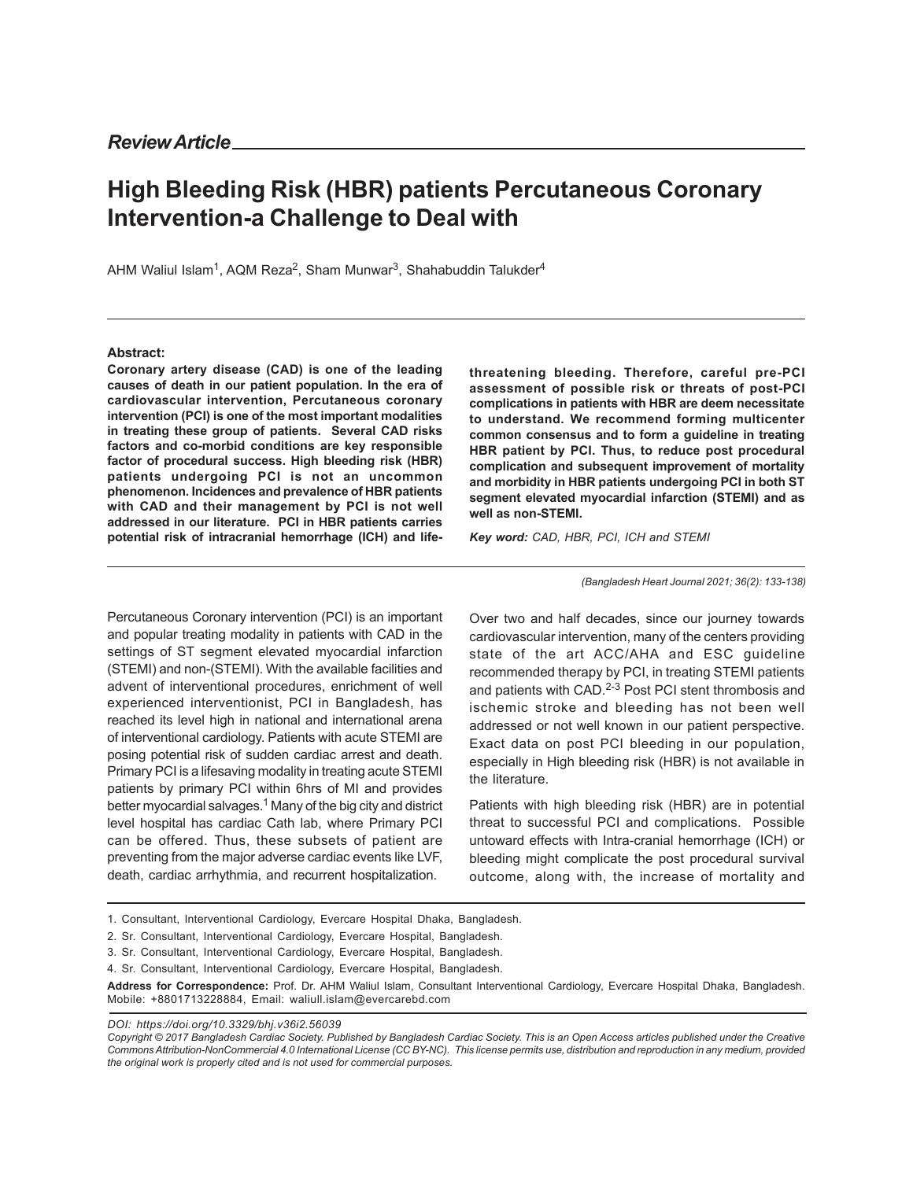*Review Article*

# High Bleeding Risk (HBR) patients Percutaneous Coronary Intervention-a Challenge to Deal with

AHM Waliul Islam[1], AQM Reza[2], Sham Munwar[3], Shahabuddin Talukder[4]

**Abstract:**

**Coronary artery disease (CAD) is one of the leading causes of death in our patient population. In the era of cardiovascular intervention, Percutaneous coronary intervention (PCI) is one of the most important modalities in treating these group of patients. Several CAD risks factors and co-morbid conditions are key responsible factor of procedural success. High bleeding risk (HBR) patients undergoing PCI is not an uncommon phenomenon. Incidences and prevalence of HBR patients with CAD and their management by PCI is not well addressed in our literature. PCI in HBR patients carries potential risk of intracranial hemorrhage (ICH) and life-threatening bleeding. Therefore, careful pre-PCI assessment of possible risk or threats of post-PCI complications in patients with HBR are deem necessitate to understand. We recommend forming multicenter common consensus and to form a guideline in treating HBR patient by PCI. Thus, to reduce post procedural complication and subsequent improvement of mortality and morbidity in HBR patients undergoing PCI in both ST segment elevated myocardial infarction (STEMI) and as well as non-STEMI.**

***Key word:*** *CAD, HBR, PCI, ICH and STEMI*

Percutaneous Coronary intervention (PCI) is an important and popular treating modality in patients with CAD in the settings of ST segment elevated myocardial infarction (STEMI) and non-(STEMI). With the available facilities and advent of interventional procedures, enrichment of well experienced interventionist, PCI in Bangladesh, has reached its level high in national and international arena of interventional cardiology. Patients with acute STEMI are posing potential risk of sudden cardiac arrest and death. Primary PCI is a lifesaving modality in treating acute STEMI patients by primary PCI within 6hrs of MI and provides better myocardial salvages.[1] Many of the big city and district level hospital has cardiac Cath lab, where Primary PCI can be offered. Thus, these subsets of patient are preventing from the major adverse cardiac events like LVF, death, cardiac arrhythmia, and recurrent hospitalization.

Over two and half decades, since our journey towards cardiovascular intervention, many of the centers providing state of the art ACC/AHA and ESC guideline recommended therapy by PCI, in treating STEMI patients and patients with CAD.[2-3] Post PCI stent thrombosis and ischemic stroke and bleeding has not been well addressed or not well known in our patient perspective. Exact data on post PCI bleeding in our population, especially in High bleeding risk (HBR) is not available in the literature.

Patients with high bleeding risk (HBR) are in potential threat to successful PCI and complications. Possible untoward effects with Intra-cranial hemorrhage (ICH) or bleeding might complicate the post procedural survival outcome, along with, the increase of mortality and

1. Consultant, Interventional Cardiology, Evercare Hospital Dhaka, Bangladesh.
2. Sr. Consultant, Interventional Cardiology, Evercare Hospital, Bangladesh.
3. Sr. Consultant, Interventional Cardiology, Evercare Hospital, Bangladesh.
4. Sr. Consultant, Interventional Cardiology, Evercare Hospital, Bangladesh.

**Address for Correspondence:** Prof. Dr. AHM Waliul Islam, Consultant Interventional Cardiology, Evercare Hospital Dhaka, Bangladesh. Mobile: +8801713228884, Email: waliull.islam@evercarebd.com

*DOI: https://doi.org/10.3329/bhj.v36i2.56039*

*Copyright © 2017 Bangladesh Cardiac Society. Published by Bangladesh Cardiac Society. This is an Open Access articles published under the Creative Commons Attribution-NonCommercial 4.0 International License (CC BY-NC). This license permits use, distribution and reproduction in any medium, provided the original work is properly cited and is not used for commercial purposes.*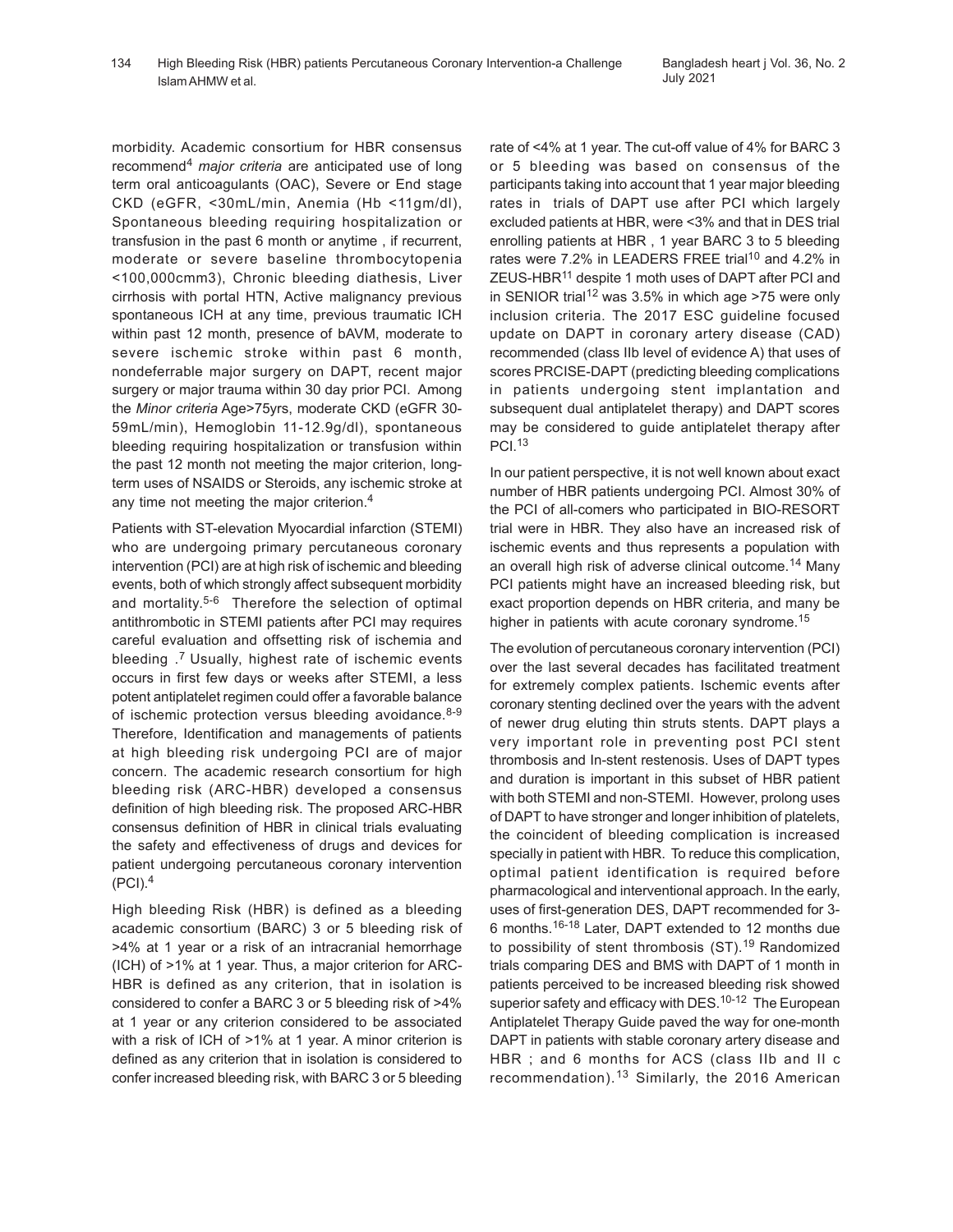morbidity. Academic consortium for HBR consensus recommend[4] *major criteria* are anticipated use of long term oral anticoagulants (OAC), Severe or End stage CKD (eGFR, <30mL/min, Anemia (Hb <11gm/dl), Spontaneous bleeding requiring hospitalization or transfusion in the past 6 month or anytime , if recurrent, moderate or severe baseline thrombocytopenia <100,000cmm3), Chronic bleeding diathesis, Liver cirrhosis with portal HTN, Active malignancy previous spontaneous ICH at any time, previous traumatic ICH within past 12 month, presence of bAVM, moderate to severe ischemic stroke within past 6 month, nondeferrable major surgery on DAPT, recent major surgery or major trauma within 30 day prior PCI. Among the *Minor criteria* Age>75yrs, moderate CKD (eGFR 30-59mL/min), Hemoglobin 11-12.9g/dl), spontaneous bleeding requiring hospitalization or transfusion within the past 12 month not meeting the major criterion, long-term uses of NSAIDS or Steroids, any ischemic stroke at any time not meeting the major criterion.[4]

Patients with ST-elevation Myocardial infarction (STEMI) who are undergoing primary percutaneous coronary intervention (PCI) are at high risk of ischemic and bleeding events, both of which strongly affect subsequent morbidity and mortality.[5-6] Therefore the selection of optimal antithrombotic in STEMI patients after PCI may requires careful evaluation and offsetting risk of ischemia and bleeding .[7] Usually, highest rate of ischemic events occurs in first few days or weeks after STEMI, a less potent antiplatelet regimen could offer a favorable balance of ischemic protection versus bleeding avoidance.[8-9] Therefore, Identification and managements of patients at high bleeding risk undergoing PCI are of major concern. The academic research consortium for high bleeding risk (ARC-HBR) developed a consensus definition of high bleeding risk. The proposed ARC-HBR consensus definition of HBR in clinical trials evaluating the safety and effectiveness of drugs and devices for patient undergoing percutaneous coronary intervention (PCI).[4]

High bleeding Risk (HBR) is defined as a bleeding academic consortium (BARC) 3 or 5 bleeding risk of >4% at 1 year or a risk of an intracranial hemorrhage (ICH) of >1% at 1 year. Thus, a major criterion for ARC-HBR is defined as any criterion, that in isolation is considered to confer a BARC 3 or 5 bleeding risk of >4% at 1 year or any criterion considered to be associated with a risk of ICH of >1% at 1 year. A minor criterion is defined as any criterion that in isolation is considered to confer increased bleeding risk, with BARC 3 or 5 bleeding rate of <4% at 1 year. The cut-off value of 4% for BARC 3 or 5 bleeding was based on consensus of the participants taking into account that 1 year major bleeding rates in trials of DAPT use after PCI which largely excluded patients at HBR, were <3% and that in DES trial enrolling patients at HBR , 1 year BARC 3 to 5 bleeding rates were 7.2% in LEADERS FREE trial[10] and 4.2% in ZEUS-HBR[11] despite 1 moth uses of DAPT after PCI and in SENIOR trial[12] was 3.5% in which age >75 were only inclusion criteria. The 2017 ESC guideline focused update on DAPT in coronary artery disease (CAD) recommended (class IIb level of evidence A) that uses of scores PRCISE-DAPT (predicting bleeding complications in patients undergoing stent implantation and subsequent dual antiplatelet therapy) and DAPT scores may be considered to guide antiplatelet therapy after PCI.[13]

In our patient perspective, it is not well known about exact number of HBR patients undergoing PCI. Almost 30% of the PCI of all-comers who participated in BIO-RESORT trial were in HBR. They also have an increased risk of ischemic events and thus represents a population with an overall high risk of adverse clinical outcome.[14] Many PCI patients might have an increased bleeding risk, but exact proportion depends on HBR criteria, and many be higher in patients with acute coronary syndrome.[15]

The evolution of percutaneous coronary intervention (PCI) over the last several decades has facilitated treatment for extremely complex patients. Ischemic events after coronary stenting declined over the years with the advent of newer drug eluting thin struts stents. DAPT plays a very important role in preventing post PCI stent thrombosis and In-stent restenosis. Uses of DAPT types and duration is important in this subset of HBR patient with both STEMI and non-STEMI. However, prolong uses of DAPT to have stronger and longer inhibition of platelets, the coincident of bleeding complication is increased specially in patient with HBR. To reduce this complication, optimal patient identification is required before pharmacological and interventional approach. In the early, uses of first-generation DES, DAPT recommended for 3-6 months.[16-18] Later, DAPT extended to 12 months due to possibility of stent thrombosis (ST).[19] Randomized trials comparing DES and BMS with DAPT of 1 month in patients perceived to be increased bleeding risk showed superior safety and efficacy with DES.[10-12] The European Antiplatelet Therapy Guide paved the way for one-month DAPT in patients with stable coronary artery disease and HBR ; and 6 months for ACS (class IIb and II c recommendation).[13] Similarly, the 2016 American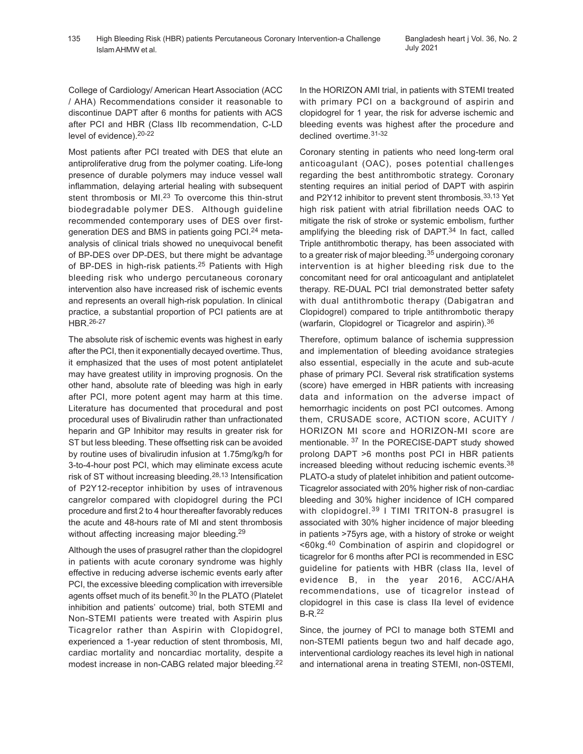College of Cardiology/ American Heart Association (ACC / AHA) Recommendations consider it reasonable to discontinue DAPT after 6 months for patients with ACS after PCI and HBR (Class IIb recommendation, C-LD level of evidence).[20-22]

Most patients after PCI treated with DES that elute an antiproliferative drug from the polymer coating. Life-long presence of durable polymers may induce vessel wall inflammation, delaying arterial healing with subsequent stent thrombosis or MI.[23] To overcome this thin-strut biodegradable polymer DES. Although guideline recommended contemporary uses of DES over first-generation DES and BMS in patients going PCI.[24] meta-analysis of clinical trials showed no unequivocal benefit of BP-DES over DP-DES, but there might be advantage of BP-DES in high-risk patients.[25] Patients with High bleeding risk who undergo percutaneous coronary intervention also have increased risk of ischemic events and represents an overall high-risk population. In clinical practice, a substantial proportion of PCI patients are at HBR.[26-27]

The absolute risk of ischemic events was highest in early after the PCI, then it exponentially decayed overtime. Thus, it emphasized that the uses of most potent antiplatelet may have greatest utility in improving prognosis. On the other hand, absolute rate of bleeding was high in early after PCI, more potent agent may harm at this time. Literature has documented that procedural and post procedural uses of Bivalirudin rather than unfractionated heparin and GP Inhibitor may results in greater risk for ST but less bleeding. These offsetting risk can be avoided by routine uses of bivalirudin infusion at 1.75mg/kg/h for 3-to-4-hour post PCI, which may eliminate excess acute risk of ST without increasing bleeding.[28,13] Intensification of P2Y12-receptor inhibition by uses of intravenous cangrelor compared with clopidogrel during the PCI procedure and first 2 to 4 hour thereafter favorably reduces the acute and 48-hours rate of MI and stent thrombosis without affecting increasing major bleeding.[29]

Although the uses of prasugrel rather than the clopidogrel in patients with acute coronary syndrome was highly effective in reducing adverse ischemic events early after PCI, the excessive bleeding complication with irreversible agents offset much of its benefit.[30] In the PLATO (Platelet inhibition and patients' outcome) trial, both STEMI and Non-STEMI patients were treated with Aspirin plus Ticagrelor rather than Aspirin with Clopidogrel, experienced a 1-year reduction of stent thrombosis, MI, cardiac mortality and noncardiac mortality, despite a modest increase in non-CABG related major bleeding.[22]

In the HORIZON AMI trial, in patients with STEMI treated with primary PCI on a background of aspirin and clopidogrel for 1 year, the risk for adverse ischemic and bleeding events was highest after the procedure and declined overtime.[31-32]

Coronary stenting in patients who need long-term oral anticoagulant (OAC), poses potential challenges regarding the best antithrombotic strategy. Coronary stenting requires an initial period of DAPT with aspirin and P2Y12 inhibitor to prevent stent thrombosis.[33,13] Yet high risk patient with atrial fibrillation needs OAC to mitigate the risk of stroke or systemic embolism, further amplifying the bleeding risk of DAPT.[34] In fact, called Triple antithrombotic therapy, has been associated with to a greater risk of major bleeding.[35] undergoing coronary intervention is at higher bleeding risk due to the concomitant need for oral anticoagulant and antiplatelet therapy. RE-DUAL PCI trial demonstrated better safety with dual antithrombotic therapy (Dabigatran and Clopidogrel) compared to triple antithrombotic therapy (warfarin, Clopidogrel or Ticagrelor and aspirin).[36]

Therefore, optimum balance of ischemia suppression and implementation of bleeding avoidance strategies also essential, especially in the acute and sub-acute phase of primary PCI. Several risk stratification systems (score) have emerged in HBR patients with increasing data and information on the adverse impact of hemorrhagic incidents on post PCI outcomes. Among them, CRUSADE score, ACTION score, ACUITY / HORIZON MI score and HORIZON-MI score are mentionable. [37] In the PORECISE-DAPT study showed prolong DAPT >6 months post PCI in HBR patients increased bleeding without reducing ischemic events.[38] PLATO-a study of platelet inhibition and patient outcome-Ticagrelor associated with 20% higher risk of non-cardiac bleeding and 30% higher incidence of ICH compared with clopidogrel.[39] I TIMI TRITON-8 prasugrel is associated with 30% higher incidence of major bleeding in patients >75yrs age, with a history of stroke or weight <60kg.[40] Combination of aspirin and clopidogrel or ticagrelor for 6 months after PCI is recommended in ESC guideline for patients with HBR (class IIa, level of evidence B, in the year 2016, ACC/AHA recommendations, use of ticagrelor instead of clopidogrel in this case is class IIa level of evidence B-R.[22]

Since, the journey of PCI to manage both STEMI and non-STEMI patients begun two and half decade ago, interventional cardiology reaches its level high in national and international arena in treating STEMI, non-0STEMI,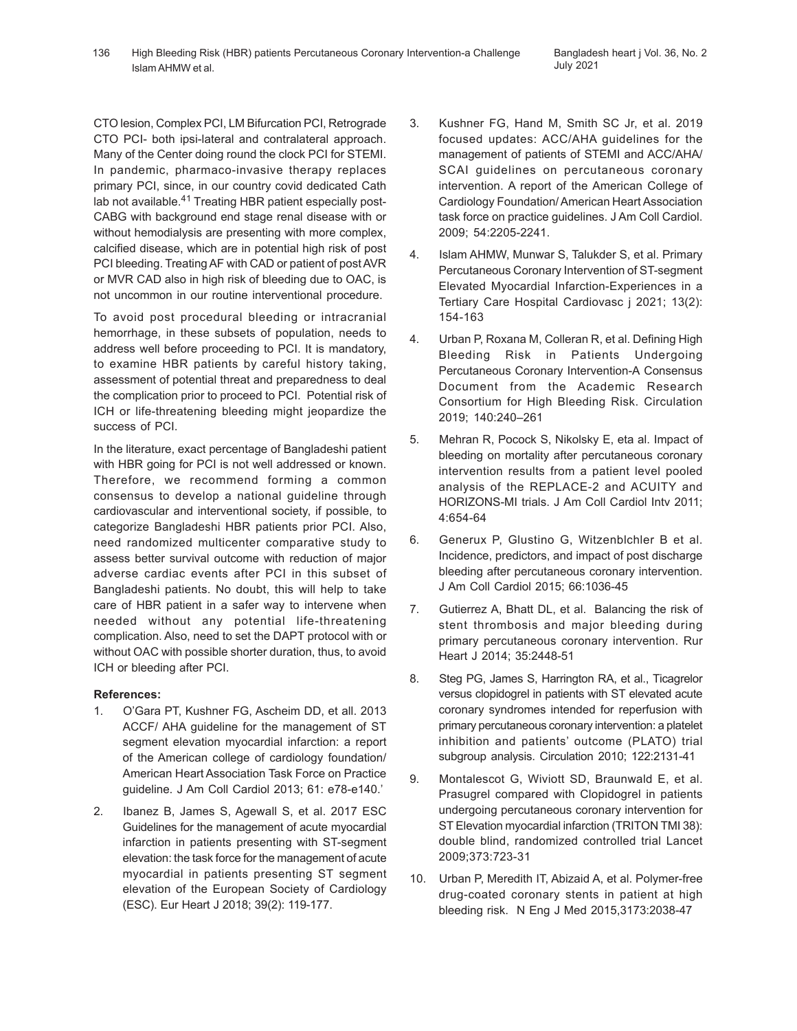CTO lesion, Complex PCI, LM Bifurcation PCI, Retrograde CTO PCI- both ipsi-lateral and contralateral approach. Many of the Center doing round the clock PCI for STEMI. In pandemic, pharmaco-invasive therapy replaces primary PCI, since, in our country covid dedicated Cath lab not available.[41] Treating HBR patient especially post-CABG with background end stage renal disease with or without hemodialysis are presenting with more complex, calcified disease, which are in potential high risk of post PCI bleeding. Treating AF with CAD or patient of post AVR or MVR CAD also in high risk of bleeding due to OAC, is not uncommon in our routine interventional procedure.

To avoid post procedural bleeding or intracranial hemorrhage, in these subsets of population, needs to address well before proceeding to PCI. It is mandatory, to examine HBR patients by careful history taking, assessment of potential threat and preparedness to deal the complication prior to proceed to PCI. Potential risk of ICH or life-threatening bleeding might jeopardize the success of PCI.

In the literature, exact percentage of Bangladeshi patient with HBR going for PCI is not well addressed or known. Therefore, we recommend forming a common consensus to develop a national guideline through cardiovascular and interventional society, if possible, to categorize Bangladeshi HBR patients prior PCI. Also, need randomized multicenter comparative study to assess better survival outcome with reduction of major adverse cardiac events after PCI in this subset of Bangladeshi patients. No doubt, this will help to take care of HBR patient in a safer way to intervene when needed without any potential life-threatening complication. Also, need to set the DAPT protocol with or without OAC with possible shorter duration, thus, to avoid ICH or bleeding after PCI.

**References:**

1. O'Gara PT, Kushner FG, Ascheim DD, et all. 2013 ACCF/ AHA guideline for the management of ST segment elevation myocardial infarction: a report of the American college of cardiology foundation/ American Heart Association Task Force on Practice guideline. J Am Coll Cardiol 2013; 61: e78-e140.'
2. Ibanez B, James S, Agewall S, et al. 2017 ESC Guidelines for the management of acute myocardial infarction in patients presenting with ST-segment elevation: the task force for the management of acute myocardial in patients presenting ST segment elevation of the European Society of Cardiology (ESC). Eur Heart J 2018; 39(2): 119-177.
3. Kushner FG, Hand M, Smith SC Jr, et al. 2019 focused updates: ACC/AHA guidelines for the management of patients of STEMI and ACC/AHA/ SCAI guidelines on percutaneous coronary intervention. A report of the American College of Cardiology Foundation/ American Heart Association task force on practice guidelines. J Am Coll Cardiol. 2009; 54:2205-2241.
4. Islam AHMW, Munwar S, Talukder S, et al. Primary Percutaneous Coronary Intervention of ST-segment Elevated Myocardial Infarction-Experiences in a Tertiary Care Hospital Cardiovasc j 2021; 13(2): 154-163
4. Urban P, Roxana M, Colleran R, et al. Defining High Bleeding Risk in Patients Undergoing Percutaneous Coronary Intervention-A Consensus Document from the Academic Research Consortium for High Bleeding Risk. Circulation 2019; 140:240–261
5. Mehran R, Pocock S, Nikolsky E, eta al. Impact of bleeding on mortality after percutaneous coronary intervention results from a patient level pooled analysis of the REPLACE-2 and ACUITY and HORIZONS-MI trials. J Am Coll Cardiol Intv 2011; 4:654-64
6. Generux P, Glustino G, Witzenblchler B et al. Incidence, predictors, and impact of post discharge bleeding after percutaneous coronary intervention. J Am Coll Cardiol 2015; 66:1036-45
7. Gutierrez A, Bhatt DL, et al. Balancing the risk of stent thrombosis and major bleeding during primary percutaneous coronary intervention. Rur Heart J 2014; 35:2448-51
8. Steg PG, James S, Harrington RA, et al., Ticagrelor versus clopidogrel in patients with ST elevated acute coronary syndromes intended for reperfusion with primary percutaneous coronary intervention: a platelet inhibition and patients' outcome (PLATO) trial subgroup analysis. Circulation 2010; 122:2131-41
9. Montalescot G, Wiviott SD, Braunwald E, et al. Prasugrel compared with Clopidogrel in patients undergoing percutaneous coronary intervention for ST Elevation myocardial infarction (TRITON TMI 38): double blind, randomized controlled trial Lancet 2009;373:723-31
10. Urban P, Meredith IT, Abizaid A, et al. Polymer-free drug-coated coronary stents in patient at high bleeding risk. N Eng J Med 2015,3173:2038-47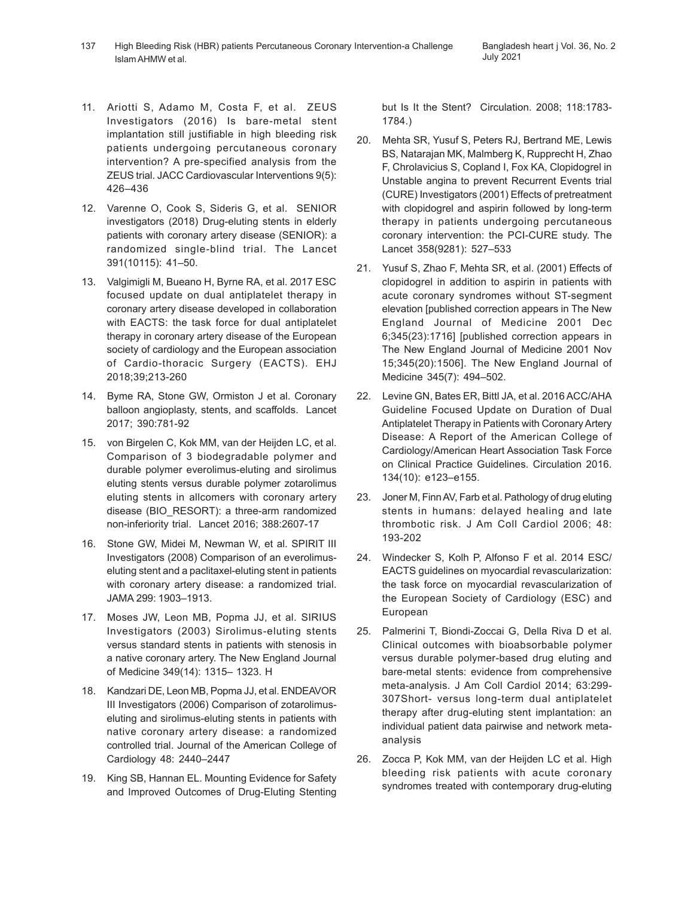11. Ariotti S, Adamo M, Costa F, et al. ZEUS Investigators (2016) Is bare-metal stent implantation still justifiable in high bleeding risk patients undergoing percutaneous coronary intervention? A pre-specified analysis from the ZEUS trial. JACC Cardiovascular Interventions 9(5): 426–436

12. Varenne O, Cook S, Sideris G, et al. SENIOR investigators (2018) Drug-eluting stents in elderly patients with coronary artery disease (SENIOR): a randomized single-blind trial. The Lancet 391(10115): 41–50.

13. Valgimigli M, Bueano H, Byrne RA, et al. 2017 ESC focused update on dual antiplatelet therapy in coronary artery disease developed in collaboration with EACTS: the task force for dual antiplatelet therapy in coronary artery disease of the European society of cardiology and the European association of Cardio-thoracic Surgery (EACTS). EHJ 2018;39;213-260

14. Byme RA, Stone GW, Ormiston J et al. Coronary balloon angioplasty, stents, and scaffolds. Lancet 2017; 390:781-92

15. von Birgelen C, Kok MM, van der Heijden LC, et al. Comparison of 3 biodegradable polymer and durable polymer everolimus-eluting and sirolimus eluting stents versus durable polymer zotarolimus eluting stents in allcomers with coronary artery disease (BIO_RESORT): a three-arm randomized non-inferiority trial. Lancet 2016; 388:2607-17

16. Stone GW, Midei M, Newman W, et al. SPIRIT III Investigators (2008) Comparison of an everolimus-eluting stent and a paclitaxel-eluting stent in patients with coronary artery disease: a randomized trial. JAMA 299: 1903–1913.

17. Moses JW, Leon MB, Popma JJ, et al. SIRIUS Investigators (2003) Sirolimus-eluting stents versus standard stents in patients with stenosis in a native coronary artery. The New England Journal of Medicine 349(14): 1315– 1323. H

18. Kandzari DE, Leon MB, Popma JJ, et al. ENDEAVOR III Investigators (2006) Comparison of zotarolimus-eluting and sirolimus-eluting stents in patients with native coronary artery disease: a randomized controlled trial. Journal of the American College of Cardiology 48: 2440–2447

19. King SB, Hannan EL. Mounting Evidence for Safety and Improved Outcomes of Drug-Eluting Stenting but Is It the Stent? Circulation. 2008; 118:1783-1784.)

20. Mehta SR, Yusuf S, Peters RJ, Bertrand ME, Lewis BS, Natarajan MK, Malmberg K, Rupprecht H, Zhao F, Chrolavicius S, Copland I, Fox KA, Clopidogrel in Unstable angina to prevent Recurrent Events trial (CURE) Investigators (2001) Effects of pretreatment with clopidogrel and aspirin followed by long-term therapy in patients undergoing percutaneous coronary intervention: the PCI-CURE study. The Lancet 358(9281): 527–533

21. Yusuf S, Zhao F, Mehta SR, et al. (2001) Effects of clopidogrel in addition to aspirin in patients with acute coronary syndromes without ST-segment elevation [published correction appears in The New England Journal of Medicine 2001 Dec 6;345(23):1716] [published correction appears in The New England Journal of Medicine 2001 Nov 15;345(20):1506]. The New England Journal of Medicine 345(7): 494–502.

22. Levine GN, Bates ER, Bittl JA, et al. 2016 ACC/AHA Guideline Focused Update on Duration of Dual Antiplatelet Therapy in Patients with Coronary Artery Disease: A Report of the American College of Cardiology/American Heart Association Task Force on Clinical Practice Guidelines. Circulation 2016. 134(10): e123–e155.

23. Joner M, Finn AV, Farb et al. Pathology of drug eluting stents in humans: delayed healing and late thrombotic risk. J Am Coll Cardiol 2006; 48: 193-202

24. Windecker S, Kolh P, Alfonso F et al. 2014 ESC/ EACTS guidelines on myocardial revascularization: the task force on myocardial revascularization of the European Society of Cardiology (ESC) and European

25. Palmerini T, Biondi-Zoccai G, Della Riva D et al. Clinical outcomes with bioabsorbable polymer versus durable polymer-based drug eluting and bare-metal stents: evidence from comprehensive meta-analysis. J Am Coll Cardiol 2014; 63:299-307Short- versus long-term dual antiplatelet therapy after drug-eluting stent implantation: an individual patient data pairwise and network meta-analysis

26. Zocca P, Kok MM, van der Heijden LC et al. High bleeding risk patients with acute coronary syndromes treated with contemporary drug-eluting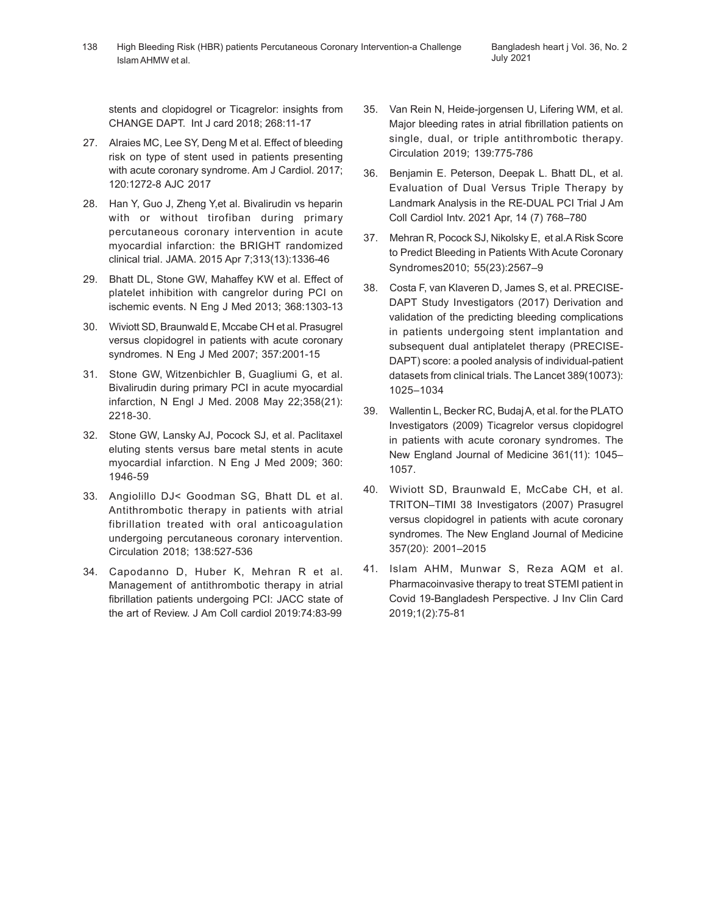stents and clopidogrel or Ticagrelor: insights from CHANGE DAPT. Int J card 2018; 268:11-17

27. Alraies MC, Lee SY, Deng M et al. Effect of bleeding risk on type of stent used in patients presenting with acute coronary syndrome. Am J Cardiol. 2017; 120:1272-8 AJC 2017

28. Han Y, Guo J, Zheng Y,et al. Bivalirudin vs heparin with or without tirofiban during primary percutaneous coronary intervention in acute myocardial infarction: the BRIGHT randomized clinical trial. JAMA. 2015 Apr 7;313(13):1336-46

29. Bhatt DL, Stone GW, Mahaffey KW et al. Effect of platelet inhibition with cangrelor during PCI on ischemic events. N Eng J Med 2013; 368:1303-13

30. Wiviott SD, Braunwald E, Mccabe CH et al. Prasugrel versus clopidogrel in patients with acute coronary syndromes. N Eng J Med 2007; 357:2001-15

31. Stone GW, Witzenbichler B, Guagliumi G, et al. Bivalirudin during primary PCI in acute myocardial infarction, N Engl J Med. 2008 May 22;358(21): 2218-30.

32. Stone GW, Lansky AJ, Pocock SJ, et al. Paclitaxel eluting stents versus bare metal stents in acute myocardial infarction. N Eng J Med 2009; 360: 1946-59

33. Angiolillo DJ< Goodman SG, Bhatt DL et al. Antithrombotic therapy in patients with atrial fibrillation treated with oral anticoagulation undergoing percutaneous coronary intervention. Circulation 2018; 138:527-536

34. Capodanno D, Huber K, Mehran R et al. Management of antithrombotic therapy in atrial fibrillation patients undergoing PCI: JACC state of the art of Review. J Am Coll cardiol 2019:74:83-99

35. Van Rein N, Heide-jorgensen U, Lifering WM, et al. Major bleeding rates in atrial fibrillation patients on single, dual, or triple antithrombotic therapy. Circulation 2019; 139:775-786

36. Benjamin E. Peterson, Deepak L. Bhatt DL, et al. Evaluation of Dual Versus Triple Therapy by Landmark Analysis in the RE-DUAL PCI Trial J Am Coll Cardiol Intv. 2021 Apr, 14 (7) 768–780

37. Mehran R, Pocock SJ, Nikolsky E, et al.A Risk Score to Predict Bleeding in Patients With Acute Coronary Syndromes2010; 55(23):2567–9

38. Costa F, van Klaveren D, James S, et al. PRECISE-DAPT Study Investigators (2017) Derivation and validation of the predicting bleeding complications in patients undergoing stent implantation and subsequent dual antiplatelet therapy (PRECISE-DAPT) score: a pooled analysis of individual-patient datasets from clinical trials. The Lancet 389(10073): 1025–1034

39. Wallentin L, Becker RC, Budaj A, et al. for the PLATO Investigators (2009) Ticagrelor versus clopidogrel in patients with acute coronary syndromes. The New England Journal of Medicine 361(11): 1045–1057.

40. Wiviott SD, Braunwald E, McCabe CH, et al. TRITON–TIMI 38 Investigators (2007) Prasugrel versus clopidogrel in patients with acute coronary syndromes. The New England Journal of Medicine 357(20): 2001–2015

41. Islam AHM, Munwar S, Reza AQM et al. Pharmacoinvasive therapy to treat STEMI patient in Covid 19-Bangladesh Perspective. J Inv Clin Card 2019;1(2):75-81